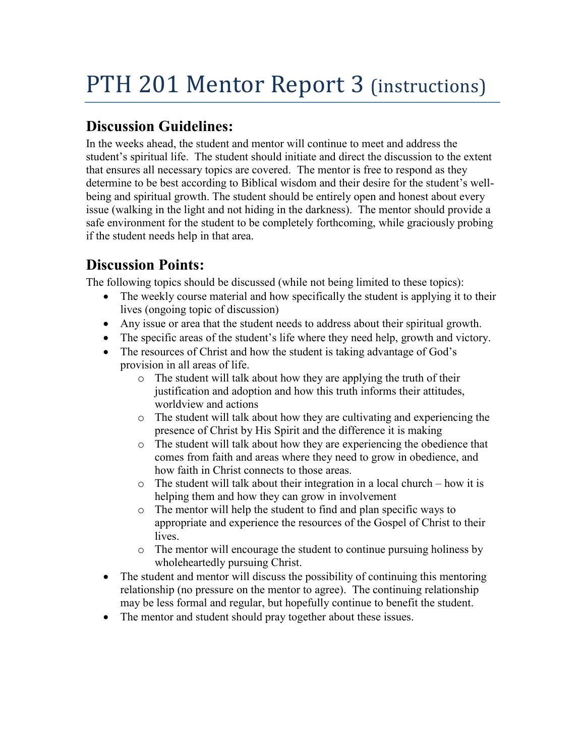# PTH 201 Mentor Report 3 (instructions)

## Discussion Guidelines:

In the weeks ahead, the student and mentor will continue to meet and address the student's spiritual life. The student should initiate and direct the discussion to the extent that ensures all necessary topics are covered. The mentor is free to respond as they determine to be best according to Biblical wisdom and their desire for the student's well-being and spiritual growth. The student should be entirely open and honest about every issue (walking in the light and not hiding in the darkness). The mentor should provide a safe environment for the student to be completely forthcoming, while graciously probing if the student needs help in that area.

## Discussion Points:

The following topics should be discussed (while not being limited to these topics):

- The weekly course material and how specifically the student is applying it to their lives (ongoing topic of discussion)
- Any issue or area that the student needs to address about their spiritual growth.
- The specific areas of the student's life where they need help, growth and victory.
- The resources of Christ and how the student is taking advantage of God's provision in all areas of life.
    - The student will talk about how they are applying the truth of their justification and adoption and how this truth informs their attitudes, worldview and actions
    - The student will talk about how they are cultivating and experiencing the presence of Christ by His Spirit and the difference it is making
    - The student will talk about how they are experiencing the obedience that comes from faith and areas where they need to grow in obedience, and how faith in Christ connects to those areas.
    - The student will talk about their integration in a local church – how it is helping them and how they can grow in involvement
    - The mentor will help the student to find and plan specific ways to appropriate and experience the resources of the Gospel of Christ to their lives.
    - The mentor will encourage the student to continue pursuing holiness by wholeheartedly pursuing Christ.
- The student and mentor will discuss the possibility of continuing this mentoring relationship (no pressure on the mentor to agree). The continuing relationship may be less formal and regular, but hopefully continue to benefit the student.
- The mentor and student should pray together about these issues.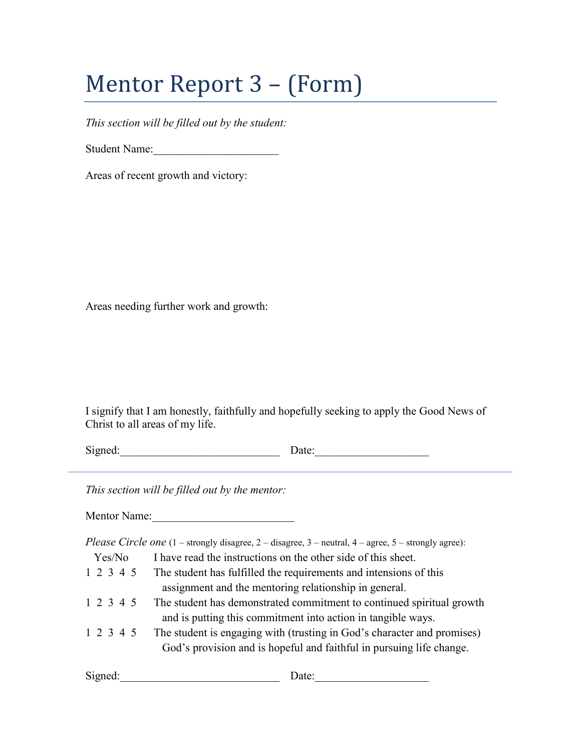# Mentor Report 3 – (Form)

*This section will be filled out by the student:*

Student Name:______________________

Areas of recent growth and victory:

Areas needing further work and growth:

I signify that I am honestly, faithfully and hopefully seeking to apply the Good News of Christ to all areas of my life.

Signed:____________________________ Date:____________________

---

*This section will be filled out by the mentor:*

Mentor Name:_________________________

*Please Circle one* (1 – strongly disagree, 2 – disagree, 3 – neutral, 4 – agree, 5 – strongly agree):

| | |
|---|---|
| Yes/No | I have read the instructions on the other side of this sheet. |
| 1 2 3 4 5 | The student has fulfilled the requirements and intensions of this assignment and the mentoring relationship in general. |
| 1 2 3 4 5 | The student has demonstrated commitment to continued spiritual growth and is putting this commitment into action in tangible ways. |
| 1 2 3 4 5 | The student is engaging with (trusting in God's character and promises) God's provision and is hopeful and faithful in pursuing life change. |

Signed:____________________________ Date:____________________